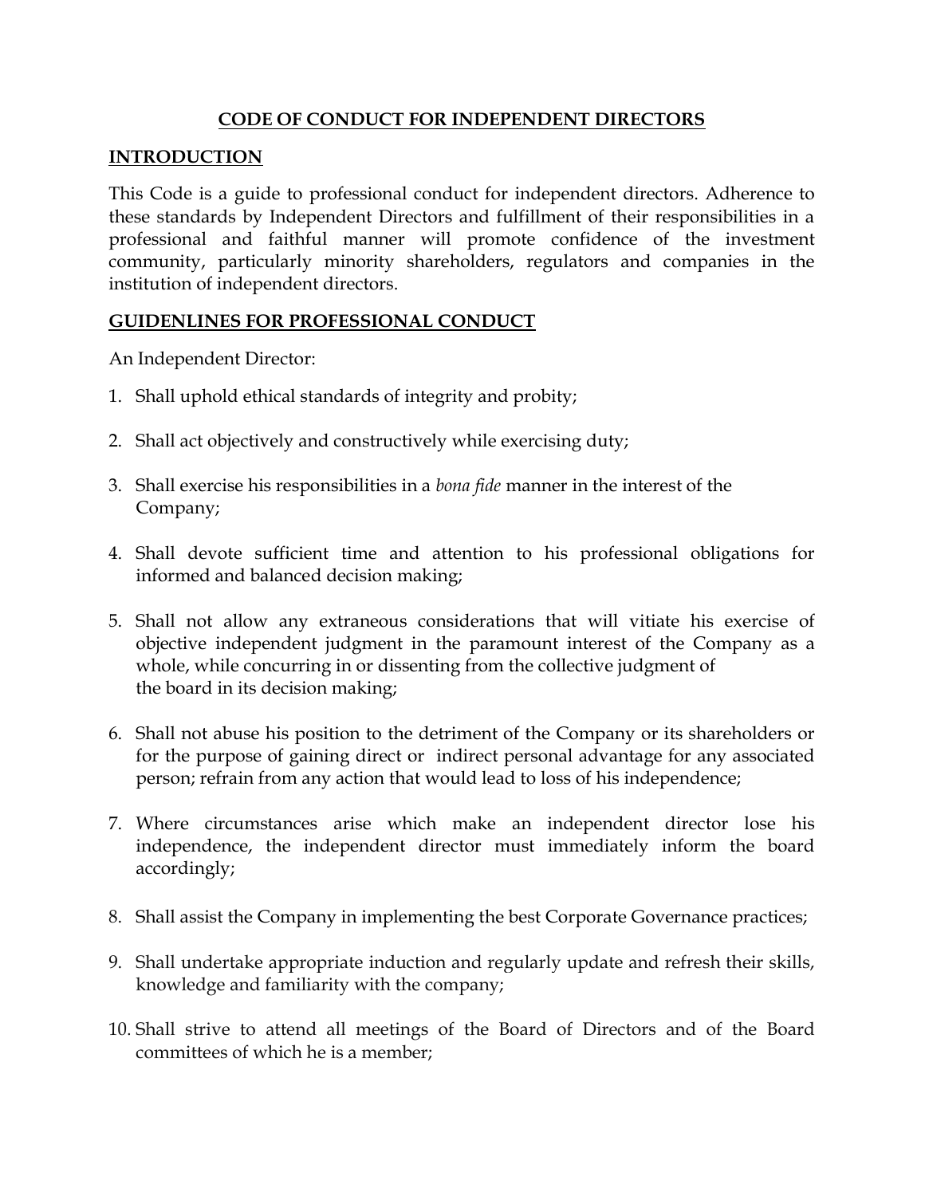# CODE OF CONDUCT FOR INDEPENDENT DIRECTORS

## INTRODUCTION

This Code is a guide to professional conduct for independent directors. Adherence to these standards by Independent Directors and fulfillment of their responsibilities in a professional and faithful manner will promote confidence of the investment community, particularly minority shareholders, regulators and companies in the institution of independent directors.

## GUIDENLINES FOR PROFESSIONAL CONDUCT

An Independent Director:

1. Shall uphold ethical standards of integrity and probity;
2. Shall act objectively and constructively while exercising duty;
3. Shall exercise his responsibilities in a *bona fide* manner in the interest of the Company;
4. Shall devote sufficient time and attention to his professional obligations for informed and balanced decision making;
5. Shall not allow any extraneous considerations that will vitiate his exercise of objective independent judgment in the paramount interest of the Company as a whole, while concurring in or dissenting from the collective judgment of the board in its decision making;
6. Shall not abuse his position to the detriment of the Company or its shareholders or for the purpose of gaining direct or indirect personal advantage for any associated person; refrain from any action that would lead to loss of his independence;
7. Where circumstances arise which make an independent director lose his independence, the independent director must immediately inform the board accordingly;
8. Shall assist the Company in implementing the best Corporate Governance practices;
9. Shall undertake appropriate induction and regularly update and refresh their skills, knowledge and familiarity with the company;
10. Shall strive to attend all meetings of the Board of Directors and of the Board committees of which he is a member;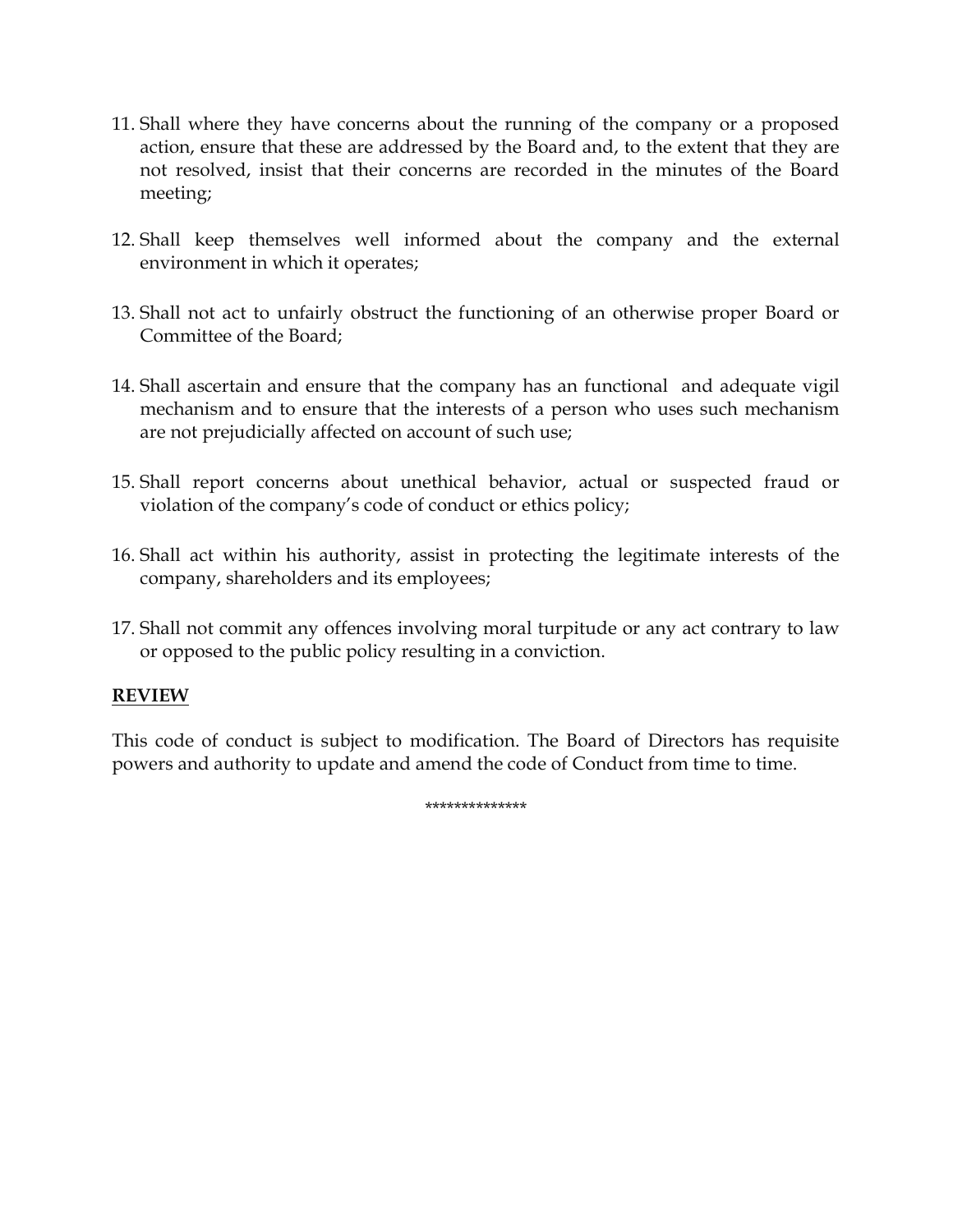11. Shall where they have concerns about the running of the company or a proposed action, ensure that these are addressed by the Board and, to the extent that they are not resolved, insist that their concerns are recorded in the minutes of the Board meeting;

12. Shall keep themselves well informed about the company and the external environment in which it operates;

13. Shall not act to unfairly obstruct the functioning of an otherwise proper Board or Committee of the Board;

14. Shall ascertain and ensure that the company has an functional and adequate vigil mechanism and to ensure that the interests of a person who uses such mechanism are not prejudicially affected on account of such use;

15. Shall report concerns about unethical behavior, actual or suspected fraud or violation of the company's code of conduct or ethics policy;

16. Shall act within his authority, assist in protecting the legitimate interests of the company, shareholders and its employees;

17. Shall not commit any offences involving moral turpitude or any act contrary to law or opposed to the public policy resulting in a conviction.

**REVIEW**

This code of conduct is subject to modification. The Board of Directors has requisite powers and authority to update and amend the code of Conduct from time to time.

**************